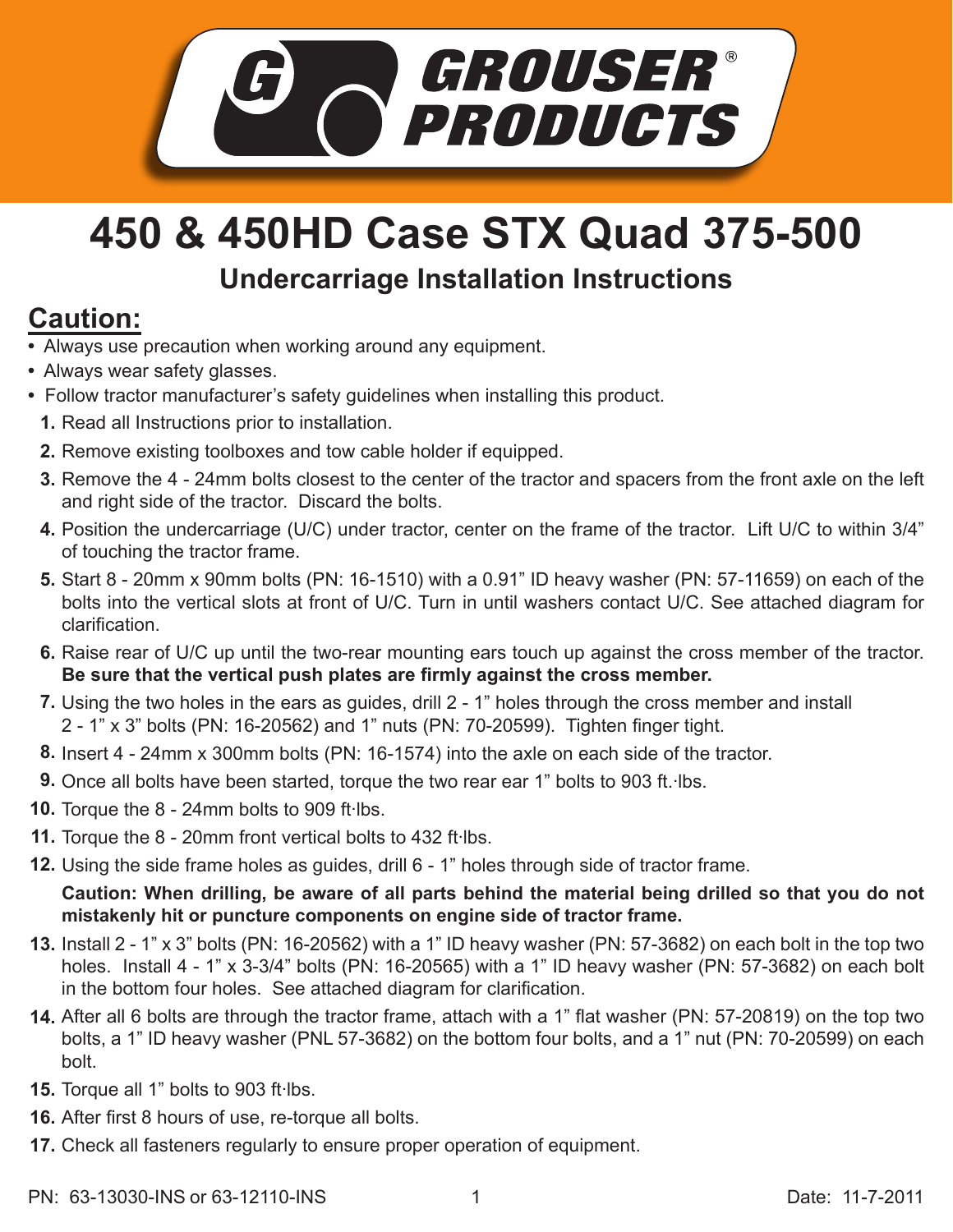GROUSER® PRODUCTS

# 450 & 450HD Case STX Quad 375-500

## Undercarriage Installation Instructions

## Caution:

- Always use precaution when working around any equipment.
- Always wear safety glasses.
- Follow tractor manufacturer's safety guidelines when installing this product.

1. Read all Instructions prior to installation.
2. Remove existing toolboxes and tow cable holder if equipped.
3. Remove the 4 - 24mm bolts closest to the center of the tractor and spacers from the front axle on the left and right side of the tractor. Discard the bolts.
4. Position the undercarriage (U/C) under tractor, center on the frame of the tractor. Lift U/C to within 3/4" of touching the tractor frame.
5. Start 8 - 20mm x 90mm bolts (PN: 16-1510) with a 0.91" ID heavy washer (PN: 57-11659) on each of the bolts into the vertical slots at front of U/C. Turn in until washers contact U/C. See attached diagram for clarification.
6. Raise rear of U/C up until the two-rear mounting ears touch up against the cross member of the tractor. **Be sure that the vertical push plates are firmly against the cross member.**
7. Using the two holes in the ears as guides, drill 2 - 1" holes through the cross member and install 2 - 1" x 3" bolts (PN: 16-20562) and 1" nuts (PN: 70-20599). Tighten finger tight.
8. Insert 4 - 24mm x 300mm bolts (PN: 16-1574) into the axle on each side of the tractor.
9. Once all bolts have been started, torque the two rear ear 1" bolts to 903 ft.·lbs.
10. Torque the 8 - 24mm bolts to 909 ft·lbs.
11. Torque the 8 - 20mm front vertical bolts to 432 ft·lbs.
12. Using the side frame holes as guides, drill 6 - 1" holes through side of tractor frame.

    **Caution: When drilling, be aware of all parts behind the material being drilled so that you do not mistakenly hit or puncture components on engine side of tractor frame.**
13. Install 2 - 1" x 3" bolts (PN: 16-20562) with a 1" ID heavy washer (PN: 57-3682) on each bolt in the top two holes. Install 4 - 1" x 3-3/4" bolts (PN: 16-20565) with a 1" ID heavy washer (PN: 57-3682) on each bolt in the bottom four holes. See attached diagram for clarification.
14. After all 6 bolts are through the tractor frame, attach with a 1" flat washer (PN: 57-20819) on the top two bolts, a 1" ID heavy washer (PNL 57-3682) on the bottom four bolts, and a 1" nut (PN: 70-20599) on each bolt.
15. Torque all 1" bolts to 903 ft·lbs.
16. After first 8 hours of use, re-torque all bolts.
17. Check all fasteners regularly to ensure proper operation of equipment.

PN: 63-13030-INS or 63-12110-INS Date: 11-7-2011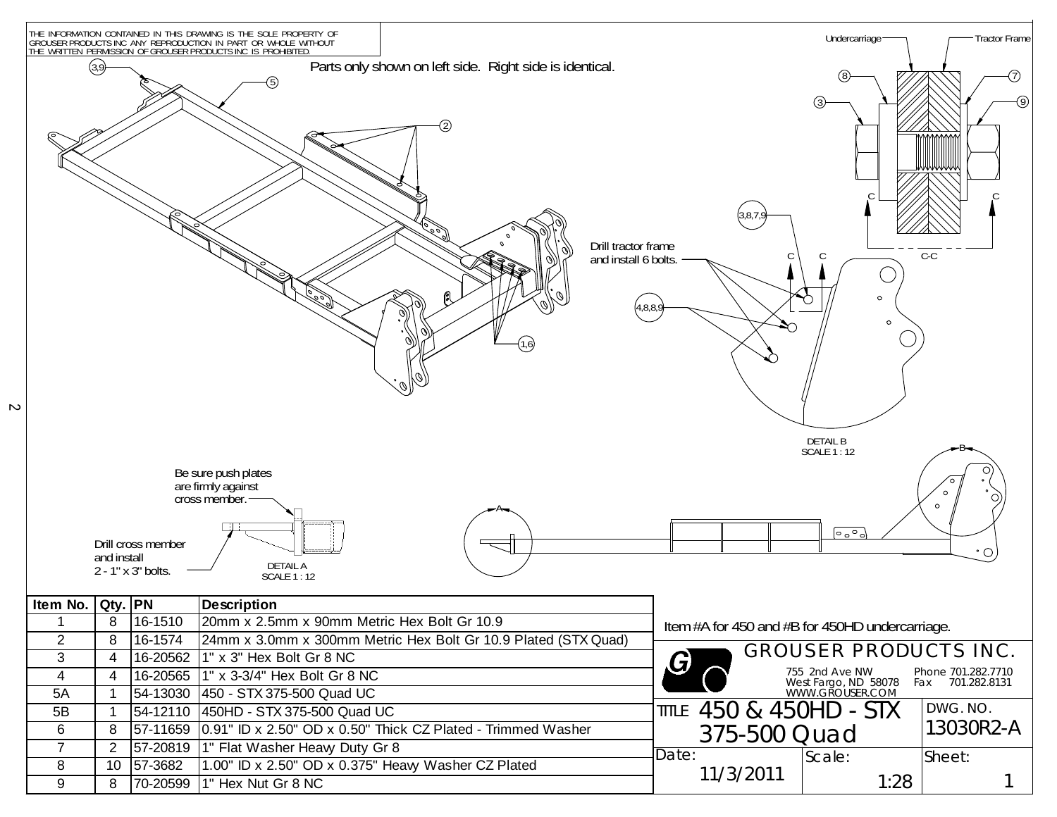THE INFORMATION CONTAINED IN THIS DRAWING IS THE SOLE PROPERTY OF GROUSER PRODUCTS INC ANY REPRODUCTION IN PART OR WHOLE WITHOUT THE WRITTEN PERMISSION OF GROUSER PRODUCTS INC IS PROHIBITED.

Parts only shown on left side. Right side is identical.

3,9

5

2

1,6

Undercarriage

Tractor Frame

8

7

3

9

C

C

C-C

3,8,7,9

Drill tractor frame and install 6 bolts.

C

C

4,8,8,9

DETAIL B
SCALE 1 : 12

B

Be sure push plates are firmly against cross member.

Drill cross member and install 2 - 1" x 3" bolts.

DETAIL A
SCALE 1 : 12

A

| Item No. | Qty. | PN | Description |
|---|---|---|---|
| 1 | 8 | 16-1510 | 20mm x 2.5mm x 90mm Metric Hex Bolt Gr 10.9 |
| 2 | 8 | 16-1574 | 24mm x 3.0mm x 300mm Metric Hex Bolt Gr 10.9 Plated (STX Quad) |
| 3 | 4 | 16-20562 | 1" x 3" Hex Bolt Gr 8 NC |
| 4 | 4 | 16-20565 | 1" x 3-3/4" Hex Bolt Gr 8 NC |
| 5A | 1 | 54-13030 | 450 - STX 375-500 Quad UC |
| 5B | 1 | 54-12110 | 450HD - STX 375-500 Quad UC |
| 6 | 8 | 57-11659 | 0.91" ID x 2.50" OD x 0.50" Thick CZ Plated - Trimmed Washer |
| 7 | 2 | 57-20819 | 1" Flat Washer Heavy Duty Gr 8 |
| 8 | 10 | 57-3682 | 1.00" ID x 2.50" OD x 0.375" Heavy Washer CZ Plated |
| 9 | 8 | 70-20599 | 1" Hex Nut Gr 8 NC |

Item #A for 450 and #B for 450HD undercarriage.

GROUSER PRODUCTS INC.
755 2nd Ave NW
West Fargo, ND 58078
WWW.GROUSER.COM
Phone 701.282.7710
Fax 701.282.8131

| | | |
|---|---|---|
| TITLE 450 & 450HD - STX 375-500 Quad | | DWG. NO. 13030R2-A |
| Date: 11/3/2011 | Scale: 1:28 | Sheet: 1 |